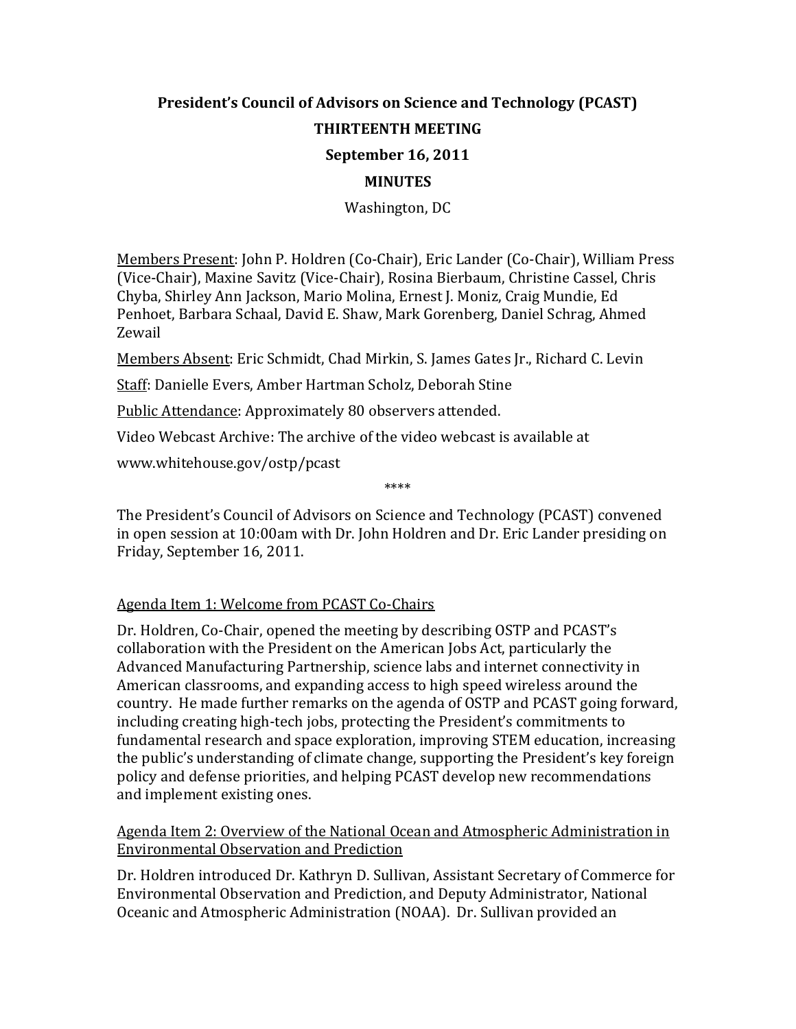**President's Council of Advisors on Science and Technology (PCAST)**

**THIRTEENTH MEETING**

**September 16, 2011**

**MINUTES**

Washington, DC

Members Present: John P. Holdren (Co-Chair), Eric Lander (Co-Chair), William Press (Vice-Chair), Maxine Savitz (Vice-Chair), Rosina Bierbaum, Christine Cassel, Chris Chyba, Shirley Ann Jackson, Mario Molina, Ernest J. Moniz, Craig Mundie, Ed Penhoet, Barbara Schaal, David E. Shaw, Mark Gorenberg, Daniel Schrag, Ahmed Zewail

Members Absent: Eric Schmidt, Chad Mirkin, S. James Gates Jr., Richard C. Levin

Staff: Danielle Evers, Amber Hartman Scholz, Deborah Stine

Public Attendance: Approximately 80 observers attended.

Video Webcast Archive: The archive of the video webcast is available at

www.whitehouse.gov/ostp/pcast

\*\*\*\*

The President's Council of Advisors on Science and Technology (PCAST) convened in open session at 10:00am with Dr. John Holdren and Dr. Eric Lander presiding on Friday, September 16, 2011.

Agenda Item 1: Welcome from PCAST Co-Chairs

Dr. Holdren, Co-Chair, opened the meeting by describing OSTP and PCAST's collaboration with the President on the American Jobs Act, particularly the Advanced Manufacturing Partnership, science labs and internet connectivity in American classrooms, and expanding access to high speed wireless around the country. He made further remarks on the agenda of OSTP and PCAST going forward, including creating high-tech jobs, protecting the President's commitments to fundamental research and space exploration, improving STEM education, increasing the public's understanding of climate change, supporting the President's key foreign policy and defense priorities, and helping PCAST develop new recommendations and implement existing ones.

Agenda Item 2: Overview of the National Ocean and Atmospheric Administration in Environmental Observation and Prediction

Dr. Holdren introduced Dr. Kathryn D. Sullivan, Assistant Secretary of Commerce for Environmental Observation and Prediction, and Deputy Administrator, National Oceanic and Atmospheric Administration (NOAA). Dr. Sullivan provided an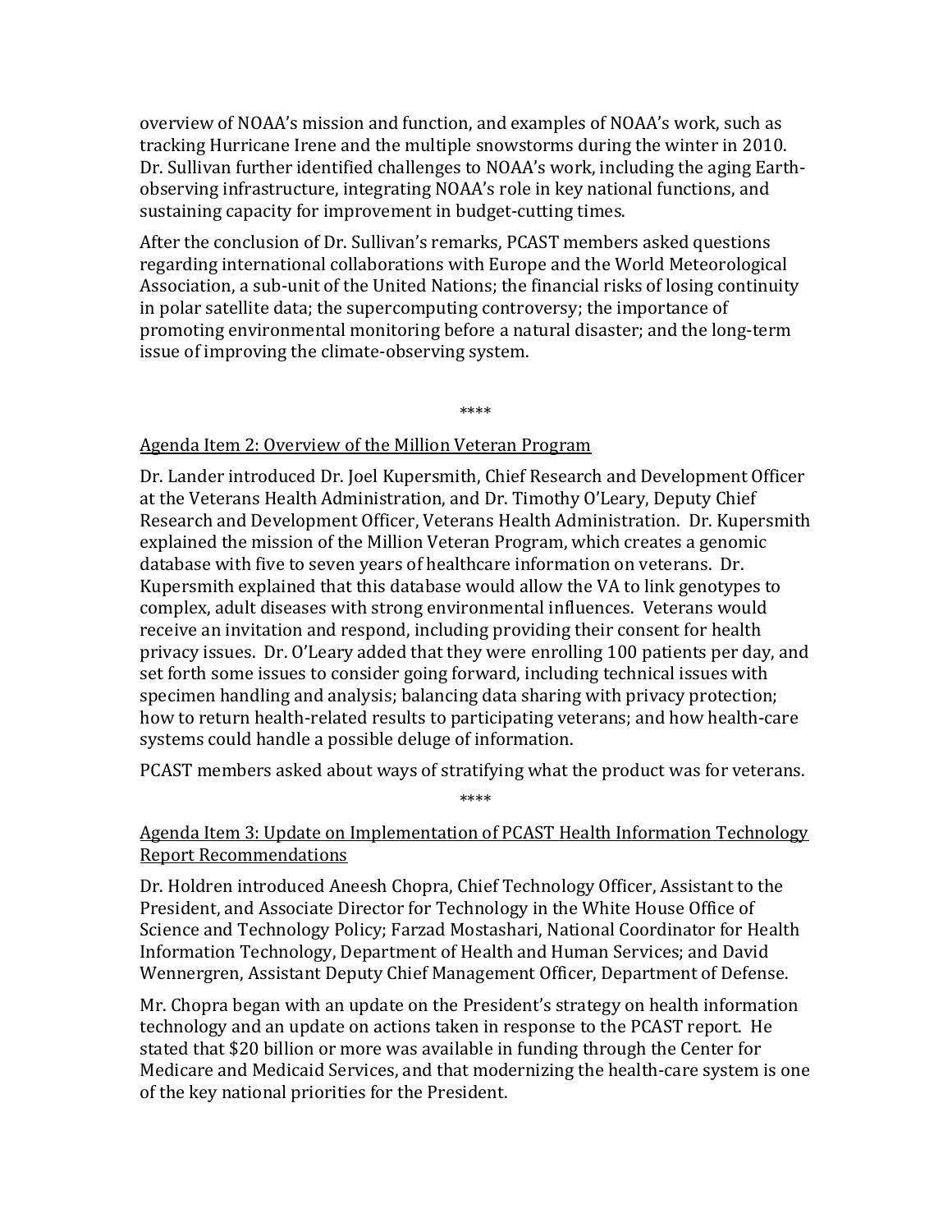overview of NOAA's mission and function, and examples of NOAA's work, such as tracking Hurricane Irene and the multiple snowstorms during the winter in 2010. Dr. Sullivan further identified challenges to NOAA's work, including the aging Earth-observing infrastructure, integrating NOAA's role in key national functions, and sustaining capacity for improvement in budget-cutting times.

After the conclusion of Dr. Sullivan's remarks, PCAST members asked questions regarding international collaborations with Europe and the World Meteorological Association, a sub-unit of the United Nations; the financial risks of losing continuity in polar satellite data; the supercomputing controversy; the importance of promoting environmental monitoring before a natural disaster; and the long-term issue of improving the climate-observing system.

\*\*\*\*

Agenda Item 2: Overview of the Million Veteran Program

Dr. Lander introduced Dr. Joel Kupersmith, Chief Research and Development Officer at the Veterans Health Administration, and Dr. Timothy O'Leary, Deputy Chief Research and Development Officer, Veterans Health Administration. Dr. Kupersmith explained the mission of the Million Veteran Program, which creates a genomic database with five to seven years of healthcare information on veterans. Dr. Kupersmith explained that this database would allow the VA to link genotypes to complex, adult diseases with strong environmental influences. Veterans would receive an invitation and respond, including providing their consent for health privacy issues. Dr. O'Leary added that they were enrolling 100 patients per day, and set forth some issues to consider going forward, including technical issues with specimen handling and analysis; balancing data sharing with privacy protection; how to return health-related results to participating veterans; and how health-care systems could handle a possible deluge of information.

PCAST members asked about ways of stratifying what the product was for veterans.

\*\*\*\*

Agenda Item 3: Update on Implementation of PCAST Health Information Technology Report Recommendations

Dr. Holdren introduced Aneesh Chopra, Chief Technology Officer, Assistant to the President, and Associate Director for Technology in the White House Office of Science and Technology Policy; Farzad Mostashari, National Coordinator for Health Information Technology, Department of Health and Human Services; and David Wennergren, Assistant Deputy Chief Management Officer, Department of Defense.

Mr. Chopra began with an update on the President's strategy on health information technology and an update on actions taken in response to the PCAST report. He stated that $20 billion or more was available in funding through the Center for Medicare and Medicaid Services, and that modernizing the health-care system is one of the key national priorities for the President.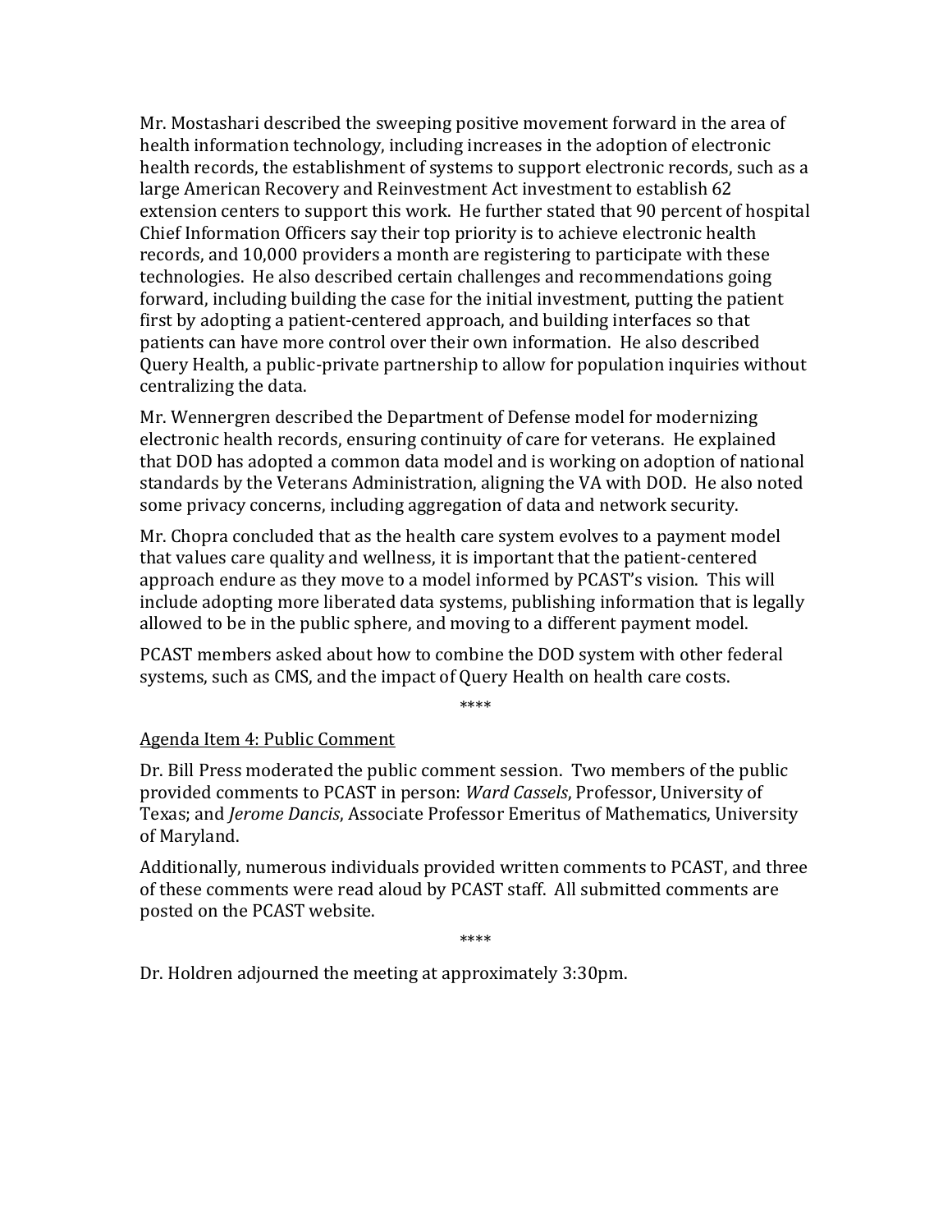Mr. Mostashari described the sweeping positive movement forward in the area of health information technology, including increases in the adoption of electronic health records, the establishment of systems to support electronic records, such as a large American Recovery and Reinvestment Act investment to establish 62 extension centers to support this work. He further stated that 90 percent of hospital Chief Information Officers say their top priority is to achieve electronic health records, and 10,000 providers a month are registering to participate with these technologies. He also described certain challenges and recommendations going forward, including building the case for the initial investment, putting the patient first by adopting a patient-centered approach, and building interfaces so that patients can have more control over their own information. He also described Query Health, a public-private partnership to allow for population inquiries without centralizing the data.

Mr. Wennergren described the Department of Defense model for modernizing electronic health records, ensuring continuity of care for veterans. He explained that DOD has adopted a common data model and is working on adoption of national standards by the Veterans Administration, aligning the VA with DOD. He also noted some privacy concerns, including aggregation of data and network security.

Mr. Chopra concluded that as the health care system evolves to a payment model that values care quality and wellness, it is important that the patient-centered approach endure as they move to a model informed by PCAST's vision. This will include adopting more liberated data systems, publishing information that is legally allowed to be in the public sphere, and moving to a different payment model.

PCAST members asked about how to combine the DOD system with other federal systems, such as CMS, and the impact of Query Health on health care costs.

****

Agenda Item 4: Public Comment

Dr. Bill Press moderated the public comment session. Two members of the public provided comments to PCAST in person: *Ward Cassels*, Professor, University of Texas; and *Jerome Dancis*, Associate Professor Emeritus of Mathematics, University of Maryland.

Additionally, numerous individuals provided written comments to PCAST, and three of these comments were read aloud by PCAST staff. All submitted comments are posted on the PCAST website.

****

Dr. Holdren adjourned the meeting at approximately 3:30pm.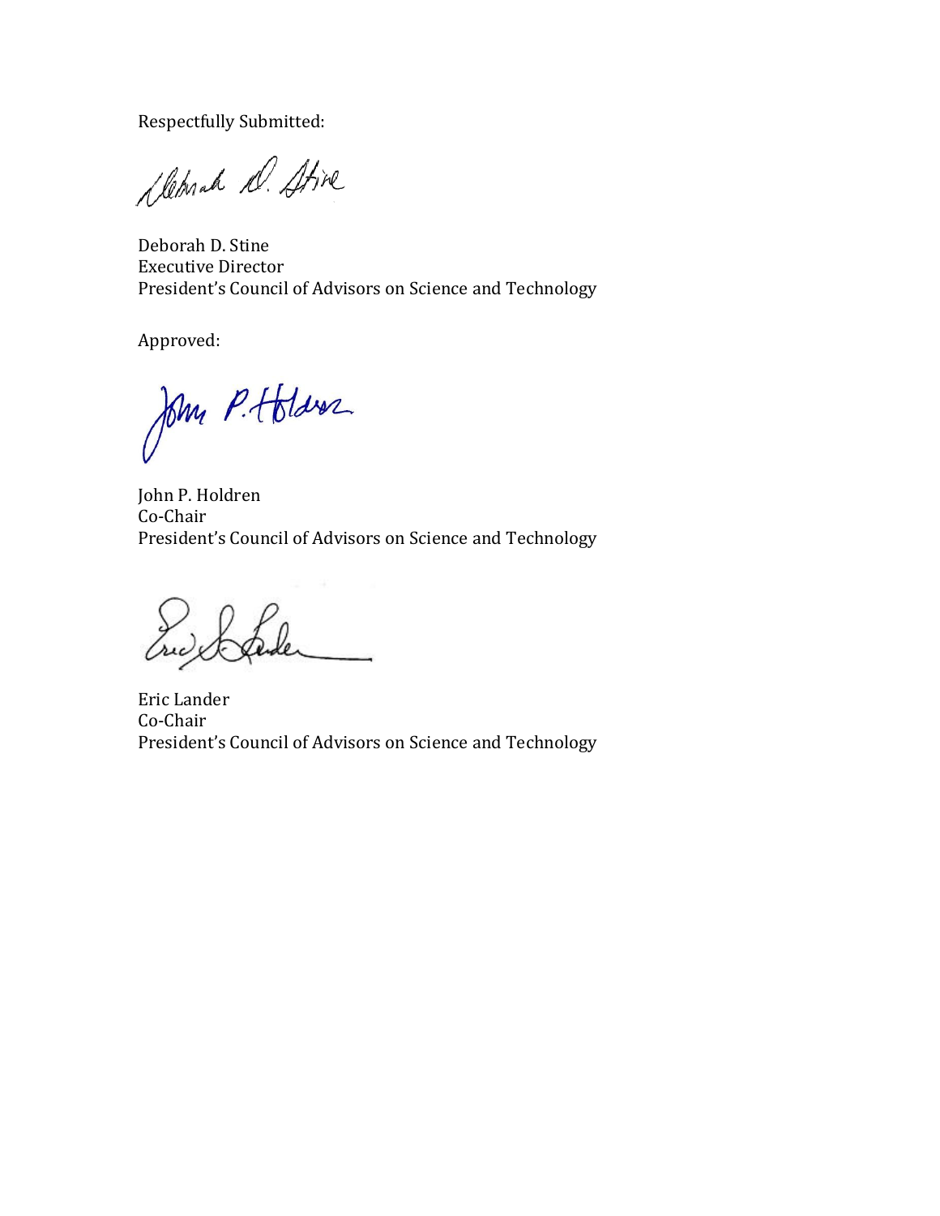Respectfully Submitted:

Deborah D. Stine
Executive Director
President's Council of Advisors on Science and Technology

Approved:

John P. Holdren
Co-Chair
President's Council of Advisors on Science and Technology

Eric Lander
Co-Chair
President's Council of Advisors on Science and Technology